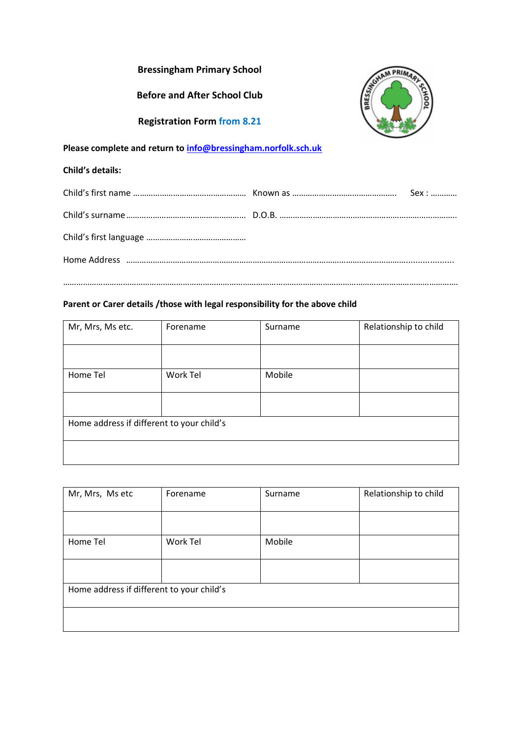**Bressingham Primary School**

**Before and After School Club**

**Registration Form from 8.21**

**Please complete and return to [info@bressingham.norfolk.sch.uk](mailto:info@bressingham.norfolk.sch.uk)**

**Child's details:**

Child's first name …………………………………………… Known as ……………………………………….. Sex : …………

Child's surname ……………………………………………… D.O.B. ……………………………………………………………………….

Child's first language ……………………………………….

Home Address ……………………………………………………………………………………………………………………………………

…………………………………………………………………………………………………………………………………………………………………

**Parent or Carer details /those with legal responsibility for the above child**

| Mr, Mrs, Ms etc. | Forename | Surname | Relationship to child |
|---|---|---|---|
| | | | |
| Home Tel | Work Tel | Mobile | |
| | | | |
| Home address if different to your child's | | | |
| | | | |

| Mr, Mrs, Ms etc | Forename | Surname | Relationship to child |
|---|---|---|---|
| | | | |
| Home Tel | Work Tel | Mobile | |
| | | | |
| Home address if different to your child's | | | |
| | | | |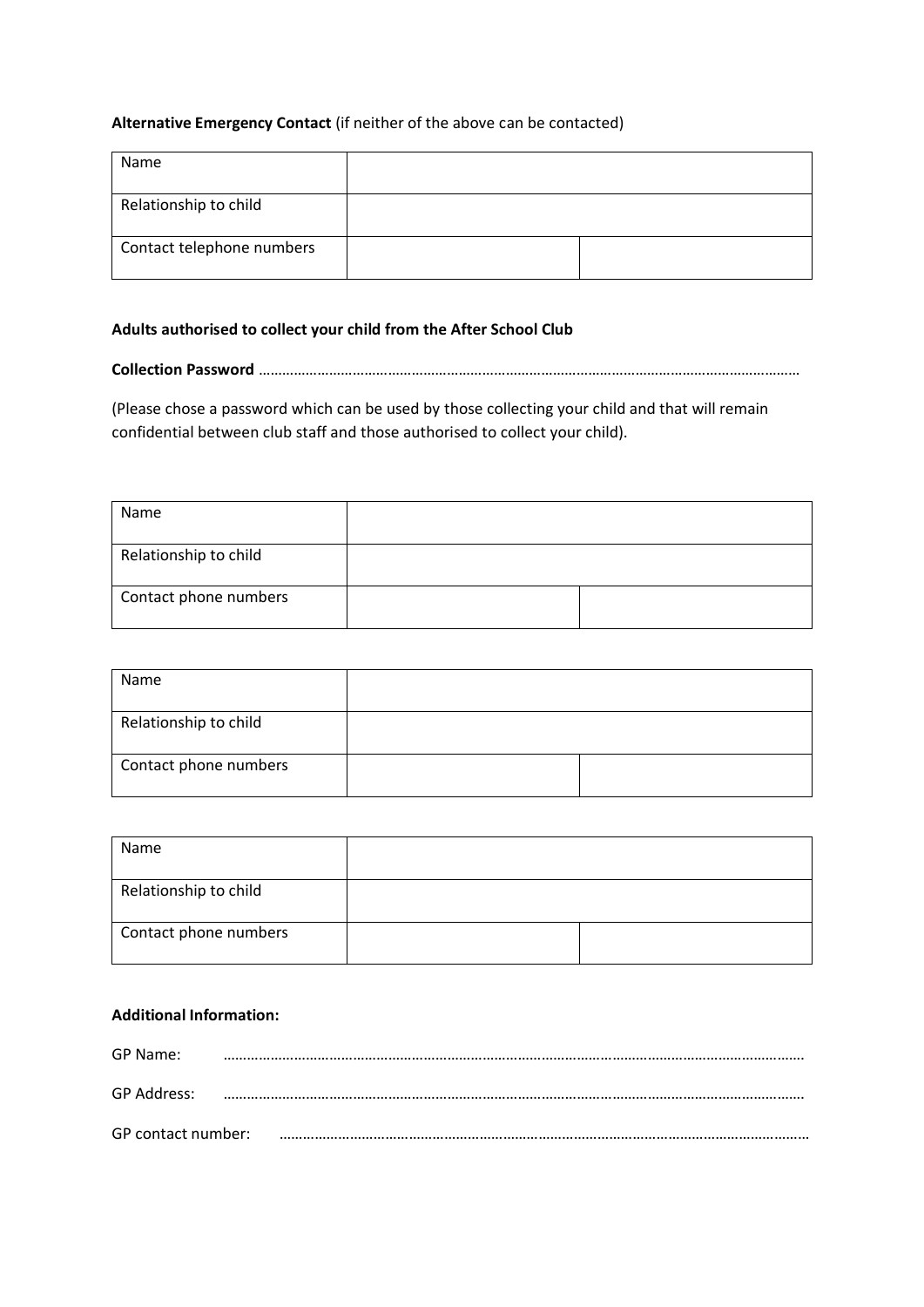**Alternative Emergency Contact** (if neither of the above can be contacted)

| Name | | |
|---|---|---|
| Relationship to child | | |
| Contact telephone numbers | | |

**Adults authorised to collect your child from the After School Club**

**Collection Password** ……………………………………………………………………………………………………………………

(Please chose a password which can be used by those collecting your child and that will remain confidential between club staff and those authorised to collect your child).

| Name | | |
|---|---|---|
| Relationship to child | | |
| Contact phone numbers | | |

| Name | | |
|---|---|---|
| Relationship to child | | |
| Contact phone numbers | | |

| Name | | |
|---|---|---|
| Relationship to child | | |
| Contact phone numbers | | |

**Additional Information:**

GP Name: ……………………………………………………………………………………………………………………………

GP Address: ……………………………………………………………………………………………………………………………

GP contact number: ………………………………………………………………………………………………………………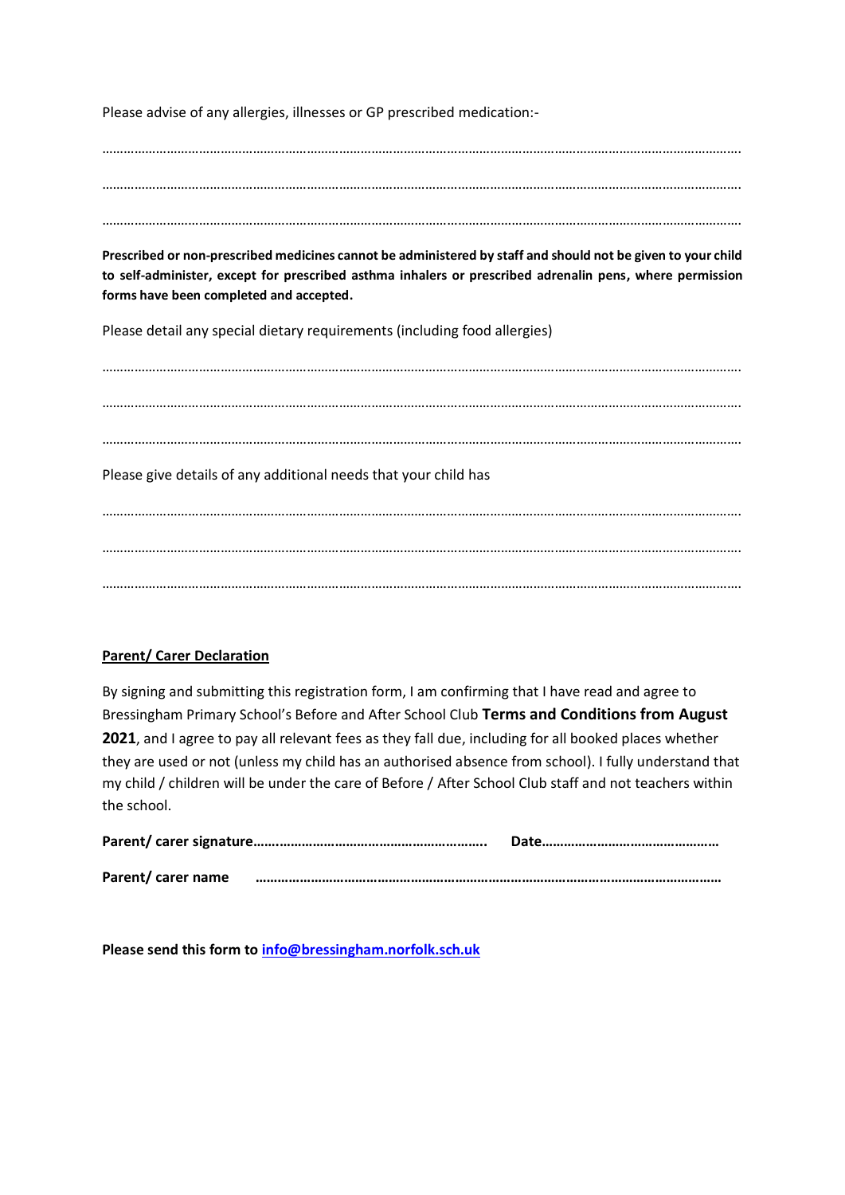Please advise of any allergies, illnesses or GP prescribed medication:-

…………………………………………………………………………………………………………………………………………………………

…………………………………………………………………………………………………………………………………………………………

…………………………………………………………………………………………………………………………………………………………

**Prescribed or non-prescribed medicines cannot be administered by staff and should not be given to your child to self-administer, except for prescribed asthma inhalers or prescribed adrenalin pens, where permission forms have been completed and accepted.**

Please detail any special dietary requirements (including food allergies)

…………………………………………………………………………………………………………………………………………………………

…………………………………………………………………………………………………………………………………………………………

…………………………………………………………………………………………………………………………………………………………

Please give details of any additional needs that your child has

…………………………………………………………………………………………………………………………………………………………

…………………………………………………………………………………………………………………………………………………………

…………………………………………………………………………………………………………………………………………………………

**Parent/ Carer Declaration**

By signing and submitting this registration form, I am confirming that I have read and agree to Bressingham Primary School's Before and After School Club **Terms and Conditions from August 2021**, and I agree to pay all relevant fees as they fall due, including for all booked places whether they are used or not (unless my child has an authorised absence from school). I fully understand that my child / children will be under the care of Before / After School Club staff and not teachers within the school.

**Parent/ carer signature………………………………………………………..** **Date…………………………………………**

**Parent/ carer name** **………………………………………………………………………………………………………**

**Please send this form to [info@bressingham.norfolk.sch.uk](mailto:info@bressingham.norfolk.sch.uk)**